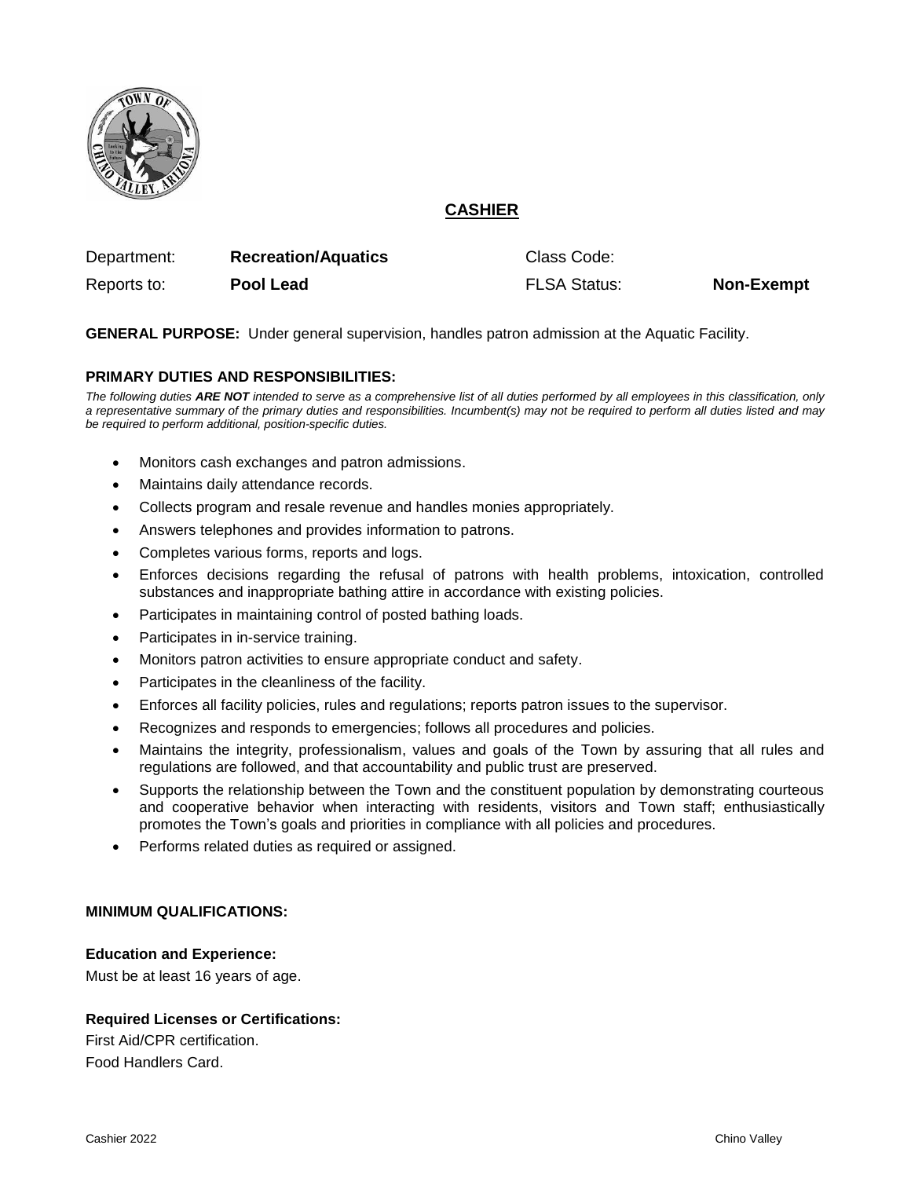# CASHIER

| Department: | **Recreation/Aquatics** | Class Code: | |
|---|---|---|---|
| Reports to: | **Pool Lead** | FLSA Status: | **Non-Exempt** |

**GENERAL PURPOSE:** Under general supervision, handles patron admission at the Aquatic Facility.

## PRIMARY DUTIES AND RESPONSIBILITIES:

*The following duties **ARE NOT** intended to serve as a comprehensive list of all duties performed by all employees in this classification, only a representative summary of the primary duties and responsibilities. Incumbent(s) may not be required to perform all duties listed and may be required to perform additional, position-specific duties.*

- Monitors cash exchanges and patron admissions.
- Maintains daily attendance records.
- Collects program and resale revenue and handles monies appropriately.
- Answers telephones and provides information to patrons.
- Completes various forms, reports and logs.
- Enforces decisions regarding the refusal of patrons with health problems, intoxication, controlled substances and inappropriate bathing attire in accordance with existing policies.
- Participates in maintaining control of posted bathing loads.
- Participates in in-service training.
- Monitors patron activities to ensure appropriate conduct and safety.
- Participates in the cleanliness of the facility.
- Enforces all facility policies, rules and regulations; reports patron issues to the supervisor.
- Recognizes and responds to emergencies; follows all procedures and policies.
- Maintains the integrity, professionalism, values and goals of the Town by assuring that all rules and regulations are followed, and that accountability and public trust are preserved.
- Supports the relationship between the Town and the constituent population by demonstrating courteous and cooperative behavior when interacting with residents, visitors and Town staff; enthusiastically promotes the Town's goals and priorities in compliance with all policies and procedures.
- Performs related duties as required or assigned.

## MINIMUM QUALIFICATIONS:

### Education and Experience:

Must be at least 16 years of age.

### Required Licenses or Certifications:

First Aid/CPR certification.
Food Handlers Card.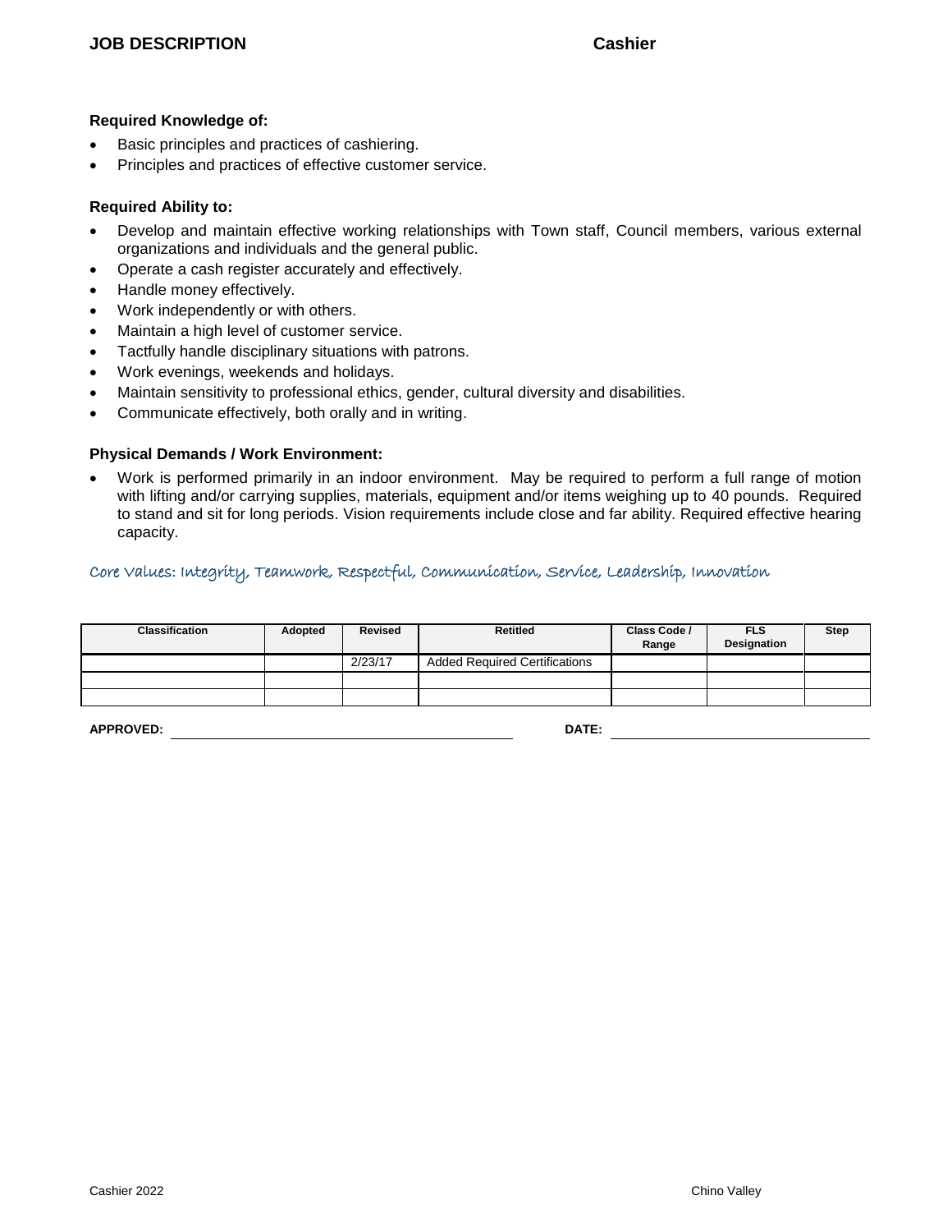**Required Knowledge of:**

- Basic principles and practices of cashiering.
- Principles and practices of effective customer service.

**Required Ability to:**

- Develop and maintain effective working relationships with Town staff, Council members, various external organizations and individuals and the general public.
- Operate a cash register accurately and effectively.
- Handle money effectively.
- Work independently or with others.
- Maintain a high level of customer service.
- Tactfully handle disciplinary situations with patrons.
- Work evenings, weekends and holidays.
- Maintain sensitivity to professional ethics, gender, cultural diversity and disabilities.
- Communicate effectively, both orally and in writing.

**Physical Demands / Work Environment:**

- Work is performed primarily in an indoor environment. May be required to perform a full range of motion with lifting and/or carrying supplies, materials, equipment and/or items weighing up to 40 pounds. Required to stand and sit for long periods. Vision requirements include close and far ability. Required effective hearing capacity.

Core Values: Integrity, Teamwork, Respectful, Communication, Service, Leadership, Innovation

| Classification | Adopted | Revised | Retitled | Class Code / Range | FLS Designation | Step |
|---|---|---|---|---|---|---|
| | | 2/23/17 | Added Required Certifications | | | |
| | | | | | | |
| | | | | | | |

**APPROVED:** ______________________ **DATE:** ______________________